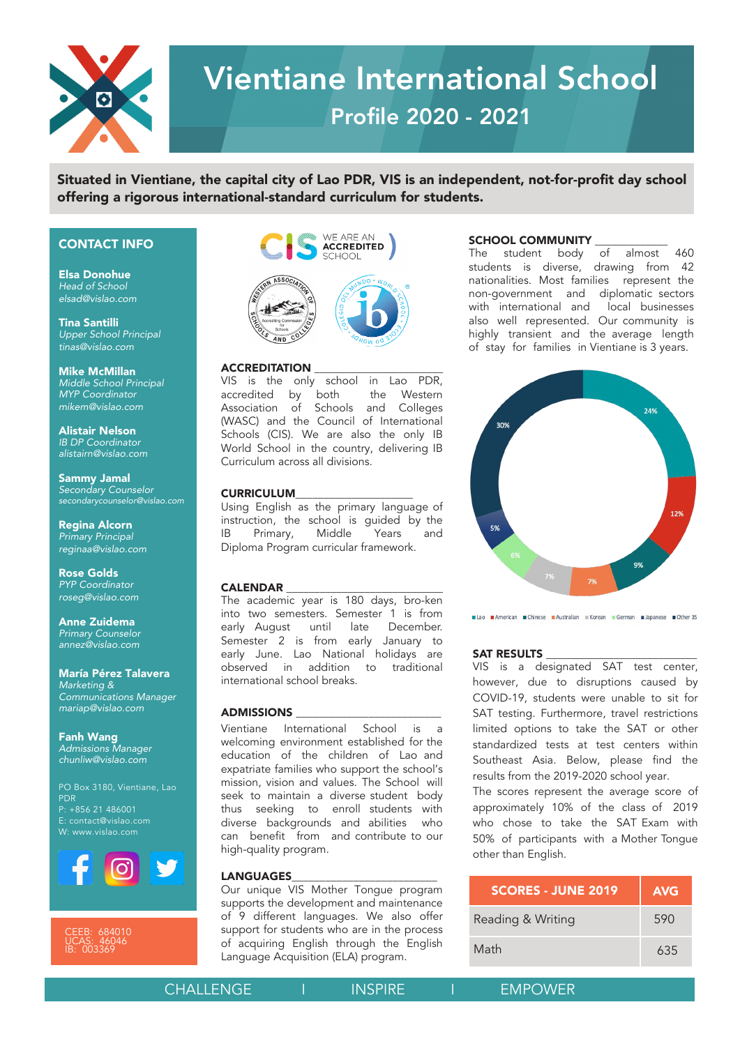# Vientiane International School

## Profile 2020 - 2021

**Situated in Vientiane, the capital city of Lao PDR, VIS is an independent, not-for-profit day school offering a rigorous international-standard curriculum for students.**

### CONTACT INFO

**Elsa Donohue**
*Head of School*
*elsad@vislao.com*

**Tina Santilli**
*Upper School Principal*
*tinas@vislao.com*

**Mike McMillan**
*Middle School Principal*
*MYP Coordinator*
*mikem@vislao.com*

**Alistair Nelson**
*IB DP Coordinator*
*alistairn@vislao.com*

**Sammy Jamal**
*Secondary Counselor*
*secondarycounselor@vislao.com*

**Regina Alcorn**
*Primary Principal*
*reginaa@vislao.com*

**Rose Golds**
*PYP Coordinator*
*roseg@vislao.com*

**Anne Zuidema**
*Primary Counselor*
*annez@vislao.com*

**María Pérez Talavera**
*Marketing & Communications Manager*
*mariap@vislao.com*

**Fanh Wang**
*Admissions Manager*
*chunliw@vislao.com*

PO Box 3180, Vientiane, Lao PDR
P: +856 21 486001
E: contact@vislao.com
W: www.vislao.com

CEEB: 684010
UCAS: 46046
IB: 003369

### ACCREDITATION

VIS is the only school in Lao PDR, accredited by both the Western Association of Schools and Colleges (WASC) and the Council of International Schools (CIS). We are also the only IB World School in the country, delivering IB Curriculum across all divisions.

### CURRICULUM

Using English as the primary language of instruction, the school is guided by the IB Primary, Middle Years and Diploma Program curricular framework.

### CALENDAR

The academic year is 180 days, bro-ken into two semesters. Semester 1 is from early August until late December. Semester 2 is from early January to early June. Lao National holidays are observed in addition to traditional international school breaks.

### ADMISSIONS

Vientiane International School is a welcoming environment established for the education of the children of Lao and expatriate families who support the school's mission, vision and values. The School will seek to maintain a diverse student body thus seeking to enroll students with diverse backgrounds and abilities who can benefit from and contribute to our high-quality program.

### LANGUAGES

Our unique VIS Mother Tongue program supports the development and maintenance of 9 different languages. We also offer support for students who are in the process of acquiring English through the English Language Acquisition (ELA) program.

### SCHOOL COMMUNITY

The student body of almost 460 students is diverse, drawing from 42 nationalities. Most families represent the non-government and diplomatic sectors with international and local businesses also well represented. Our community is highly transient and the average length of stay for families in Vientiane is 3 years.

| Nationality | % |
|---|---|
| Lao | 24% |
| American | 12% |
| Chinese | 9% |
| Australian | 7% |
| Korean | 7% |
| German | 6% |
| Japanese | 5% |
| Other 35 | 30% |

### SAT RESULTS

VIS is a designated SAT test center, however, due to disruptions caused by COVID-19, students were unable to sit for SAT testing. Furthermore, travel restrictions limited options to take the SAT or other standardized tests at test centers within Southeast Asia. Below, please find the results from the 2019-2020 school year.

The scores represent the average score of approximately 10% of the class of 2019 who chose to take the SAT Exam with 50% of participants with a Mother Tongue other than English.

| SCORES - JUNE 2019 | AVG |
|---|---|
| Reading & Writing | 590 |
| Math | 635 |

CHALLENGE | INSPIRE | EMPOWER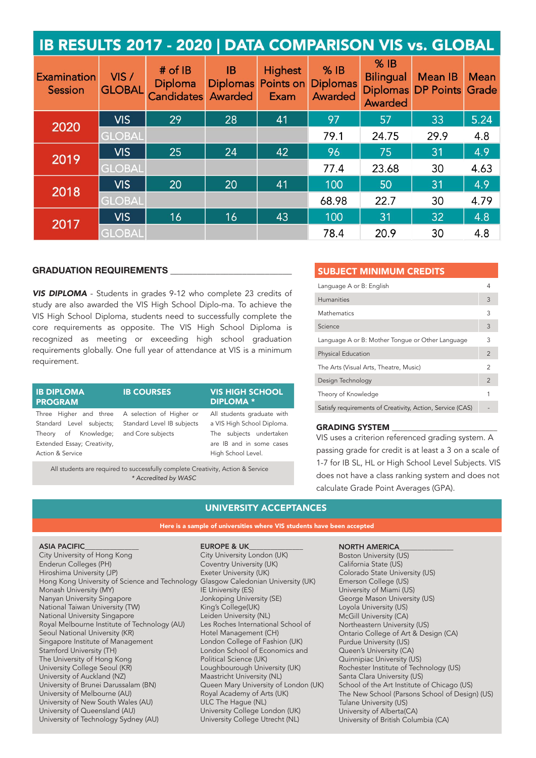# IB RESULTS 2017 - 2020 | DATA COMPARISON VIS vs. GLOBAL

| Examination Session | VIS / GLOBAL | # of IB Diploma Candidates | IB Diplomas Awarded | Highest Points on Exam | % IB Diplomas Awarded | % IB Bilingual Diplomas Awarded | Mean IB DP Points | Mean Grade |
|---|---|---|---|---|---|---|---|---|
| 2020 | VIS | 29 | 28 | 41 | 97 | 57 | 33 | 5.24 |
| | GLOBAL | | | | 79.1 | 24.75 | 29.9 | 4.8 |
| 2019 | VIS | 25 | 24 | 42 | 96 | 75 | 31 | 4.9 |
| | GLOBAL | | | | 77.4 | 23.68 | 30 | 4.63 |
| 2018 | VIS | 20 | 20 | 41 | 100 | 50 | 31 | 4.9 |
| | GLOBAL | | | | 68.98 | 22.7 | 30 | 4.79 |
| 2017 | VIS | 16 | 16 | 43 | 100 | 31 | 32 | 4.8 |
| | GLOBAL | | | | 78.4 | 20.9 | 30 | 4.8 |

## GRADUATION REQUIREMENTS

***VIS DIPLOMA*** - Students in grades 9-12 who complete 23 credits of study are also awarded the VIS High School Diplo-ma. To achieve the VIS High School Diploma, students need to successfully complete the core requirements as opposite. The VIS High School Diploma is recognized as meeting or exceeding high school graduation requirements globally. One full year of attendance at VIS is a minimum requirement.

| IB DIPLOMA PROGRAM | IB COURSES | VIS HIGH SCHOOL DIPLOMA * |
|---|---|---|
| Three Higher and three Standard Level subjects; Theory of Knowledge; Extended Essay; Creativity, Action & Service | A selection of Higher or Standard Level IB subjects and Core subjects | All students graduate with a VIS High School Diploma. The subjects undertaken are IB and in some cases High School Level. |

All students are required to successfully complete Creativity, Action & Service
*\* Accredited by WASC*

## SUBJECT MINIMUM CREDITS

| | |
|---|---|
| Language A or B: English | 4 |
| Humanities | 3 |
| Mathematics | 3 |
| Science | 3 |
| Language A or B: Mother Tongue or Other Language | 3 |
| Physical Education | 2 |
| The Arts (Visual Arts, Theatre, Music) | 2 |
| Design Technology | 2 |
| Theory of Knowledge | 1 |
| Satisfy requirements of Creativity, Action, Service (CAS) | - |

## GRADING SYSTEM

VIS uses a criterion referenced grading system. A passing grade for credit is at least a 3 on a scale of 1-7 for IB SL, HL or High School Level Subjects. VIS does not have a class ranking system and does not calculate Grade Point Averages (GPA).

## UNIVERSITY ACCEPTANCES

**Here is a sample of universities where VIS students have been accepted**

### ASIA PACIFIC

City University of Hong Kong
Enderun Colleges (PH)
Hiroshima University (JP)
Hong Kong University of Science and Technology
Monash University (MY)
Nanyan University Singapore
National Taiwan University (TW)
National University Singapore
Royal Melbourne Institute of Technology (AU)
Seoul National University (KR)
Singapore Institute of Management
Stamford University (TH)
The University of Hong Kong
University College Seoul (KR)
University of Auckland (NZ)
University of Brunei Darussalam (BN)
University of Melbourne (AU)
University of New South Wales (AU)
University of Queensland (AU)
University of Technology Sydney (AU)

### EUROPE & UK

City University London (UK)
Coventry University (UK)
Exeter University (UK)
Glasgow Caledonian University (UK)
IE University (ES)
Jonkoping University (SE)
King's College(UK)
Leiden University (NL)
Les Roches International School of Hotel Management (CH)
London College of Fashion (UK)
London School of Economics and Political Science (UK)
Loughbourough University (UK)
Maastricht University (NL)
Queen Mary University of London (UK)
Royal Academy of Arts (UK)
ULC The Hague (NL)
University College London (UK)
University College Utrecht (NL)

### NORTH AMERICA

Boston University (US)
California State (US)
Colorado State University (US)
Emerson College (US)
University of Miami (US)
George Mason University (US)
Loyola University (US)
McGill University (CA)
Northeastern University (US)
Ontario College of Art & Design (CA)
Purdue University (US)
Queen's University (CA)
Quinnipiac University (US)
Rochester Institute of Technology (US)
Santa Clara University (US)
School of the Art Institute of Chicago (US)
The New School (Parsons School of Design) (US)
Tulane University (US)
University of Alberta(CA)
University of British Columbia (CA)